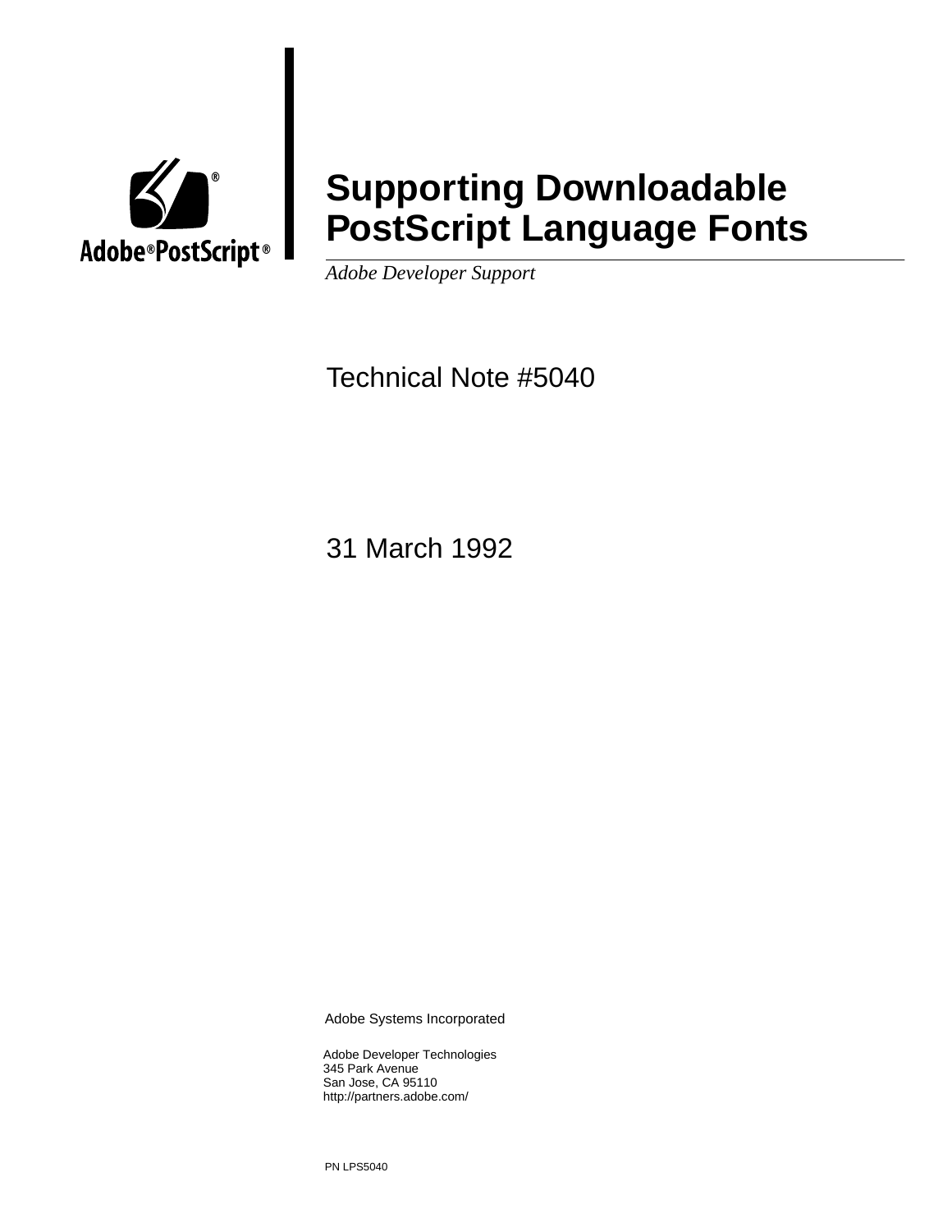Adobe® PostScript®

# Supporting Downloadable PostScript Language Fonts

*Adobe Developer Support*

Technical Note #5040

31 March 1992

Adobe Systems Incorporated

Adobe Developer Technologies
345 Park Avenue
San Jose, CA 95110
http://partners.adobe.com/

PN LPS5040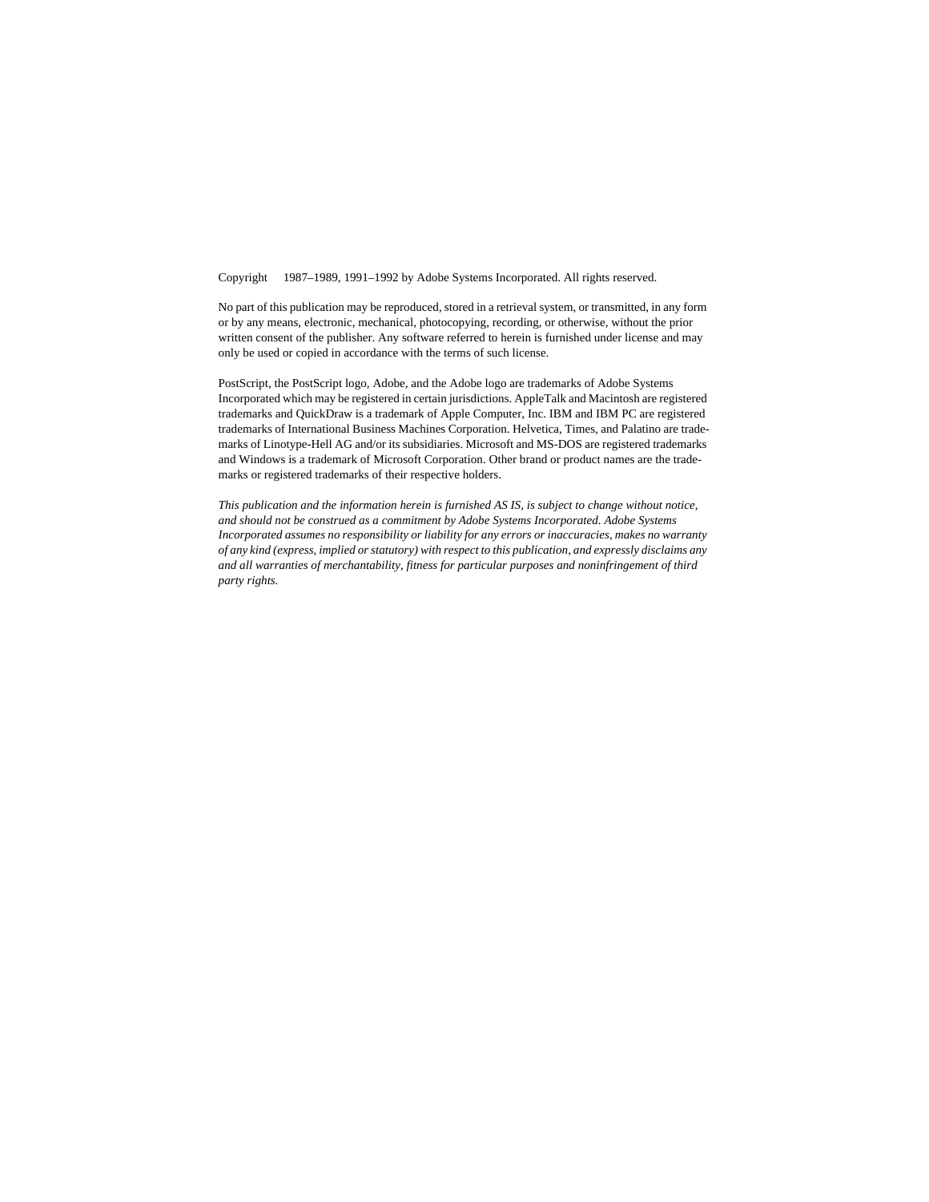Copyright 1987–1989, 1991–1992 by Adobe Systems Incorporated. All rights reserved.

No part of this publication may be reproduced, stored in a retrieval system, or transmitted, in any form or by any means, electronic, mechanical, photocopying, recording, or otherwise, without the prior written consent of the publisher. Any software referred to herein is furnished under license and may only be used or copied in accordance with the terms of such license.

PostScript, the PostScript logo, Adobe, and the Adobe logo are trademarks of Adobe Systems Incorporated which may be registered in certain jurisdictions. AppleTalk and Macintosh are registered trademarks and QuickDraw is a trademark of Apple Computer, Inc. IBM and IBM PC are registered trademarks of International Business Machines Corporation. Helvetica, Times, and Palatino are trademarks of Linotype-Hell AG and/or its subsidiaries. Microsoft and MS-DOS are registered trademarks and Windows is a trademark of Microsoft Corporation. Other brand or product names are the trademarks or registered trademarks of their respective holders.

*This publication and the information herein is furnished AS IS, is subject to change without notice, and should not be construed as a commitment by Adobe Systems Incorporated. Adobe Systems Incorporated assumes no responsibility or liability for any errors or inaccuracies, makes no warranty of any kind (express, implied or statutory) with respect to this publication, and expressly disclaims any and all warranties of merchantability, fitness for particular purposes and noninfringement of third party rights.*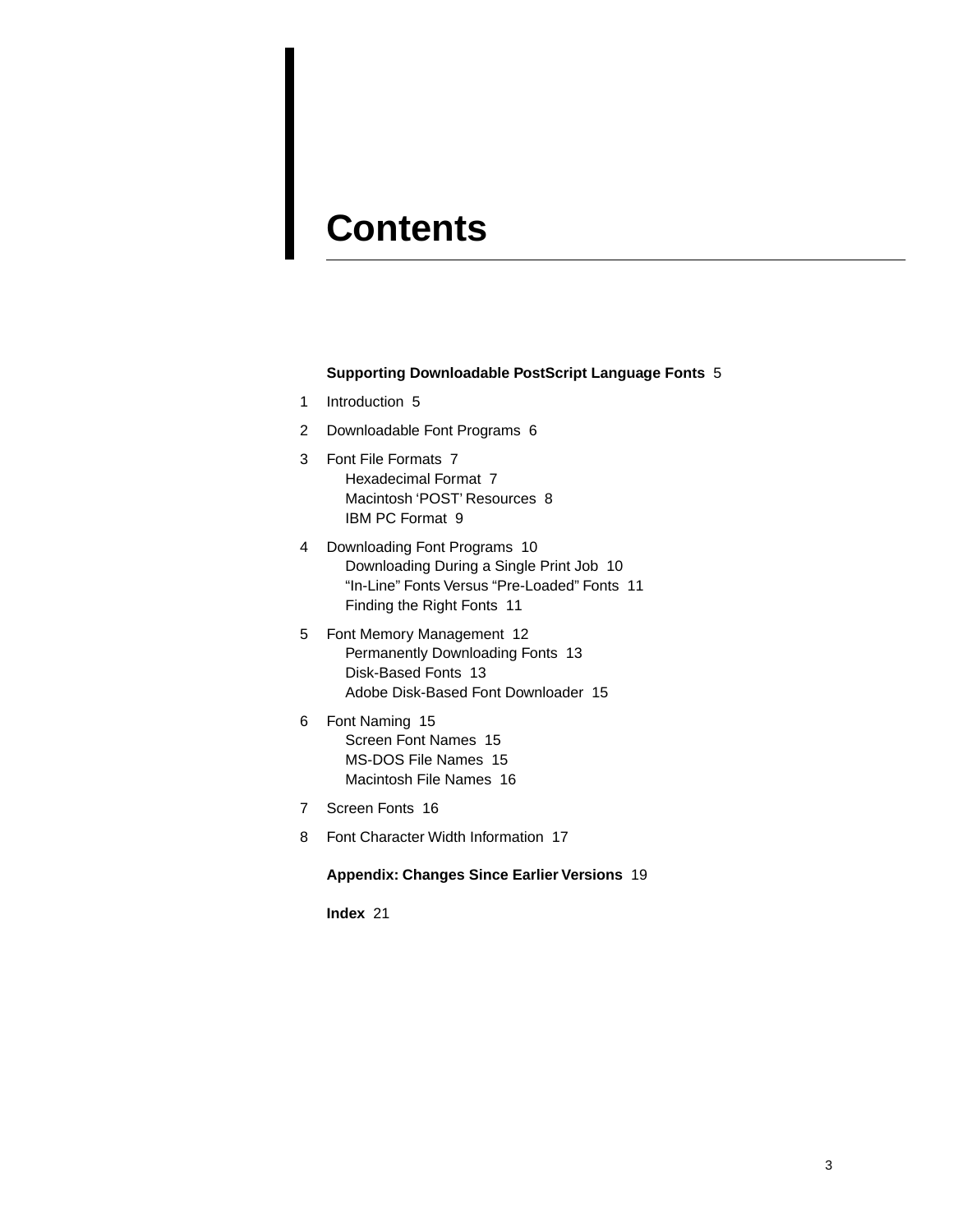# Contents

**Supporting Downloadable PostScript Language Fonts** 5

1 Introduction 5

2 Downloadable Font Programs 6

3 Font File Formats 7
   - Hexadecimal Format 7
   - Macintosh 'POST' Resources 8
   - IBM PC Format 9

4 Downloading Font Programs 10
   - Downloading During a Single Print Job 10
   - "In-Line" Fonts Versus "Pre-Loaded" Fonts 11
   - Finding the Right Fonts 11

5 Font Memory Management 12
   - Permanently Downloading Fonts 13
   - Disk-Based Fonts 13
   - Adobe Disk-Based Font Downloader 15

6 Font Naming 15
   - Screen Font Names 15
   - MS-DOS File Names 15
   - Macintosh File Names 16

7 Screen Fonts 16

8 Font Character Width Information 17

**Appendix: Changes Since Earlier Versions** 19

**Index** 21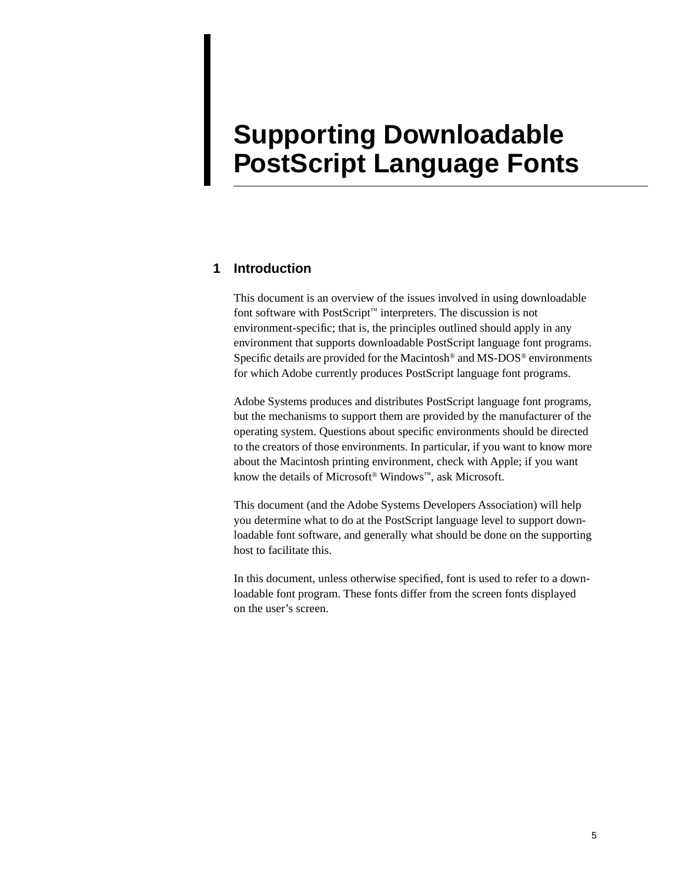# Supporting Downloadable PostScript Language Fonts

## 1 Introduction

This document is an overview of the issues involved in using downloadable font software with PostScript™ interpreters. The discussion is not environment-specific; that is, the principles outlined should apply in any environment that supports downloadable PostScript language font programs. Specific details are provided for the Macintosh® and MS-DOS® environments for which Adobe currently produces PostScript language font programs.

Adobe Systems produces and distributes PostScript language font programs, but the mechanisms to support them are provided by the manufacturer of the operating system. Questions about specific environments should be directed to the creators of those environments. In particular, if you want to know more about the Macintosh printing environment, check with Apple; if you want know the details of Microsoft® Windows™, ask Microsoft.

This document (and the Adobe Systems Developers Association) will help you determine what to do at the PostScript language level to support downloadable font software, and generally what should be done on the supporting host to facilitate this.

In this document, unless otherwise specified, font is used to refer to a downloadable font program. These fonts differ from the screen fonts displayed on the user's screen.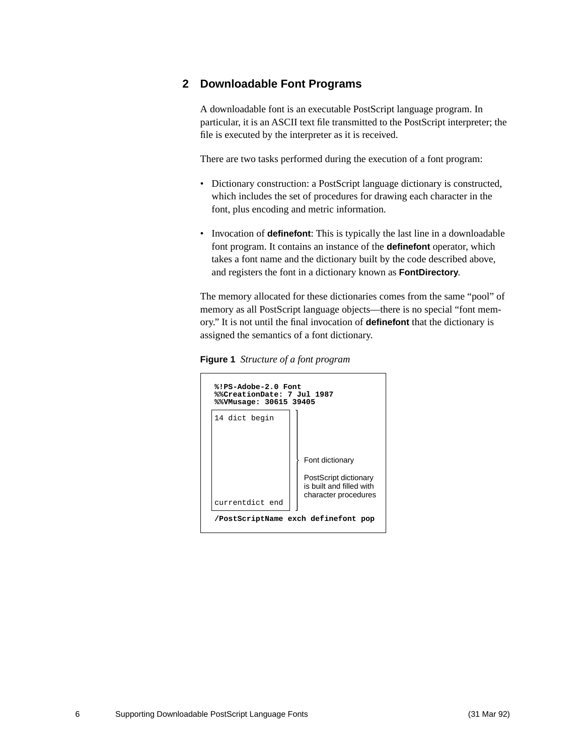## 2 Downloadable Font Programs

A downloadable font is an executable PostScript language program. In particular, it is an ASCII text file transmitted to the PostScript interpreter; the file is executed by the interpreter as it is received.

There are two tasks performed during the execution of a font program:

- Dictionary construction: a PostScript language dictionary is constructed, which includes the set of procedures for drawing each character in the font, plus encoding and metric information.
- Invocation of **definefont**: This is typically the last line in a downloadable font program. It contains an instance of the **definefont** operator, which takes a font name and the dictionary built by the code described above, and registers the font in a dictionary known as **FontDirectory**.

The memory allocated for these dictionaries comes from the same "pool" of memory as all PostScript language objects—there is no special "font memory." It is not until the final invocation of **definefont** that the dictionary is assigned the semantics of a font dictionary.

**Figure 1** *Structure of a font program*

```
%!PS-Adobe-2.0 Font
%%CreationDate: 7 Jul 1987
%%VMusage: 30615 39405
14 dict begin
                     Font dictionary

                     PostScript dictionary
                     is built and filled with
                     character procedures
currentdict end
/PostScriptName exch definefont pop
```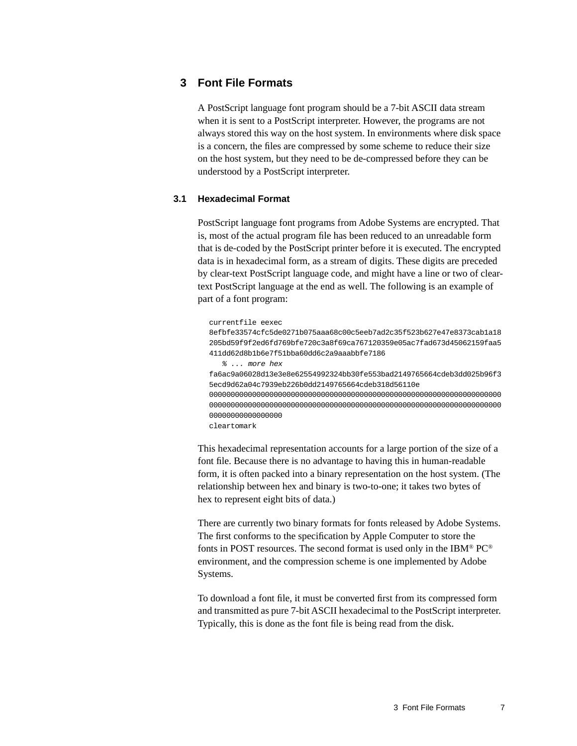# 3 Font File Formats

A PostScript language font program should be a 7-bit ASCII data stream when it is sent to a PostScript interpreter. However, the programs are not always stored this way on the host system. In environments where disk space is a concern, the files are compressed by some scheme to reduce their size on the host system, but they need to be de-compressed before they can be understood by a PostScript interpreter.

## 3.1 Hexadecimal Format

PostScript language font programs from Adobe Systems are encrypted. That is, most of the actual program file has been reduced to an unreadable form that is de-coded by the PostScript printer before it is executed. The encrypted data is in hexadecimal form, as a stream of digits. These digits are preceded by clear-text PostScript language code, and might have a line or two of clear-text PostScript language at the end as well. The following is an example of part of a font program:

```
currentfile eexec
8efbfe33574cfc5de0271b075aaa68c00c5eeb7ad2c35f523b627e47e8373cab1a18
205bd59f9f2ed6fd769bfe720c3a8f69ca767120359e05ac7fad673d45062159faa5
411dd62d8b1b6e7f51bba60dd6c2a9aaabbfe7186
   % ... more hex
fa6ac9a06028d13e3e8e62554992324bb30fe553bad2149765664cdeb3dd025b96f3
5ecd9d62a04c7939eb226b0dd2149765664cdeb318d56110e
0000000000000000000000000000000000000000000000000000000000000000
0000000000000000000000000000000000000000000000000000000000000000
0000000000000000
cleartomark
```

This hexadecimal representation accounts for a large portion of the size of a font file. Because there is no advantage to having this in human-readable form, it is often packed into a binary representation on the host system. (The relationship between hex and binary is two-to-one; it takes two bytes of hex to represent eight bits of data.)

There are currently two binary formats for fonts released by Adobe Systems. The first conforms to the specification by Apple Computer to store the fonts in POST resources. The second format is used only in the IBM® PC® environment, and the compression scheme is one implemented by Adobe Systems.

To download a font file, it must be converted first from its compressed form and transmitted as pure 7-bit ASCII hexadecimal to the PostScript interpreter. Typically, this is done as the font file is being read from the disk.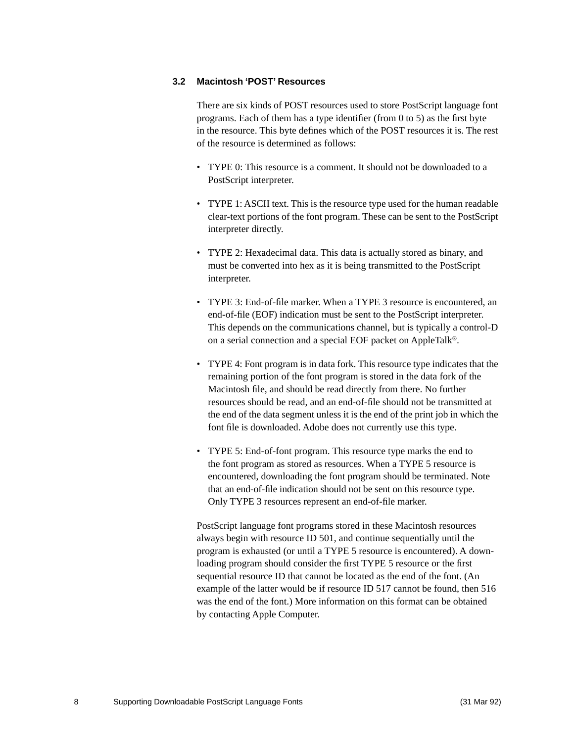## 3.2 Macintosh 'POST' Resources

There are six kinds of POST resources used to store PostScript language font programs. Each of them has a type identifier (from 0 to 5) as the first byte in the resource. This byte defines which of the POST resources it is. The rest of the resource is determined as follows:

- TYPE 0: This resource is a comment. It should not be downloaded to a PostScript interpreter.
- TYPE 1: ASCII text. This is the resource type used for the human readable clear-text portions of the font program. These can be sent to the PostScript interpreter directly.
- TYPE 2: Hexadecimal data. This data is actually stored as binary, and must be converted into hex as it is being transmitted to the PostScript interpreter.
- TYPE 3: End-of-file marker. When a TYPE 3 resource is encountered, an end-of-file (EOF) indication must be sent to the PostScript interpreter. This depends on the communications channel, but is typically a control-D on a serial connection and a special EOF packet on AppleTalk®.
- TYPE 4: Font program is in data fork. This resource type indicates that the remaining portion of the font program is stored in the data fork of the Macintosh file, and should be read directly from there. No further resources should be read, and an end-of-file should not be transmitted at the end of the data segment unless it is the end of the print job in which the font file is downloaded. Adobe does not currently use this type.
- TYPE 5: End-of-font program. This resource type marks the end to the font program as stored as resources. When a TYPE 5 resource is encountered, downloading the font program should be terminated. Note that an end-of-file indication should not be sent on this resource type. Only TYPE 3 resources represent an end-of-file marker.

PostScript language font programs stored in these Macintosh resources always begin with resource ID 501, and continue sequentially until the program is exhausted (or until a TYPE 5 resource is encountered). A downloading program should consider the first TYPE 5 resource or the first sequential resource ID that cannot be located as the end of the font. (An example of the latter would be if resource ID 517 cannot be found, then 516 was the end of the font.) More information on this format can be obtained by contacting Apple Computer.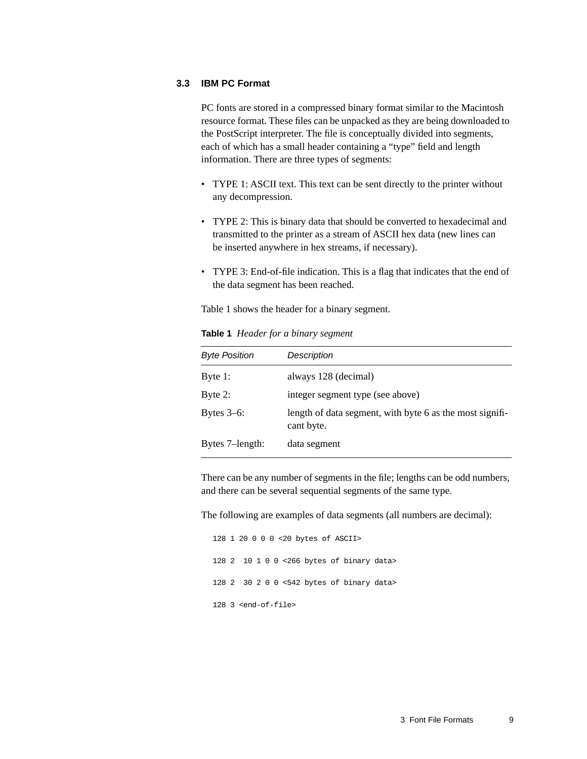## 3.3 IBM PC Format

PC fonts are stored in a compressed binary format similar to the Macintosh resource format. These files can be unpacked as they are being downloaded to the PostScript interpreter. The file is conceptually divided into segments, each of which has a small header containing a "type" field and length information. There are three types of segments:

- TYPE 1: ASCII text. This text can be sent directly to the printer without any decompression.
- TYPE 2: This is binary data that should be converted to hexadecimal and transmitted to the printer as a stream of ASCII hex data (new lines can be inserted anywhere in hex streams, if necessary).
- TYPE 3: End-of-file indication. This is a flag that indicates that the end of the data segment has been reached.

Table 1 shows the header for a binary segment.

**Table 1** *Header for a binary segment*

| *Byte Position* | *Description* |
|---|---|
| Byte 1: | always 128 (decimal) |
| Byte 2: | integer segment type (see above) |
| Bytes 3–6: | length of data segment, with byte 6 as the most significant byte. |
| Bytes 7–length: | data segment |

There can be any number of segments in the file; lengths can be odd numbers, and there can be several sequential segments of the same type.

The following are examples of data segments (all numbers are decimal):

```
128 1 20 0 0 0 <20 bytes of ASCII>

128 2  10 1 0 0 <266 bytes of binary data>

128 2  30 2 0 0 <542 bytes of binary data>

128 3 <end-of-file>
```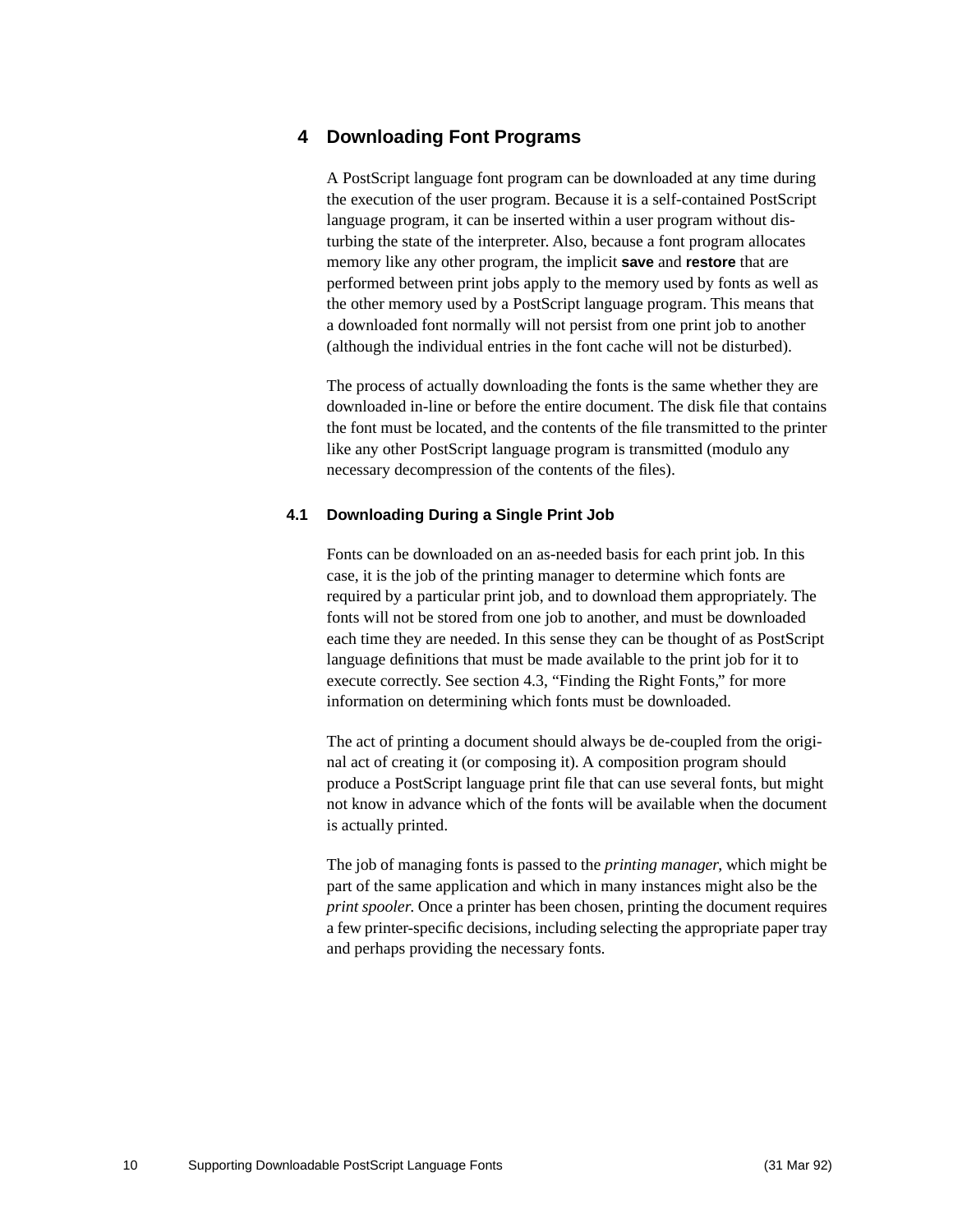# 4 Downloading Font Programs

A PostScript language font program can be downloaded at any time during the execution of the user program. Because it is a self-contained PostScript language program, it can be inserted within a user program without disturbing the state of the interpreter. Also, because a font program allocates memory like any other program, the implicit **save** and **restore** that are performed between print jobs apply to the memory used by fonts as well as the other memory used by a PostScript language program. This means that a downloaded font normally will not persist from one print job to another (although the individual entries in the font cache will not be disturbed).

The process of actually downloading the fonts is the same whether they are downloaded in-line or before the entire document. The disk file that contains the font must be located, and the contents of the file transmitted to the printer like any other PostScript language program is transmitted (modulo any necessary decompression of the contents of the files).

## 4.1 Downloading During a Single Print Job

Fonts can be downloaded on an as-needed basis for each print job. In this case, it is the job of the printing manager to determine which fonts are required by a particular print job, and to download them appropriately. The fonts will not be stored from one job to another, and must be downloaded each time they are needed. In this sense they can be thought of as PostScript language definitions that must be made available to the print job for it to execute correctly. See section 4.3, “Finding the Right Fonts,” for more information on determining which fonts must be downloaded.

The act of printing a document should always be de-coupled from the original act of creating it (or composing it). A composition program should produce a PostScript language print file that can use several fonts, but might not know in advance which of the fonts will be available when the document is actually printed.

The job of managing fonts is passed to the *printing manager*, which might be part of the same application and which in many instances might also be the *print spooler*. Once a printer has been chosen, printing the document requires a few printer-specific decisions, including selecting the appropriate paper tray and perhaps providing the necessary fonts.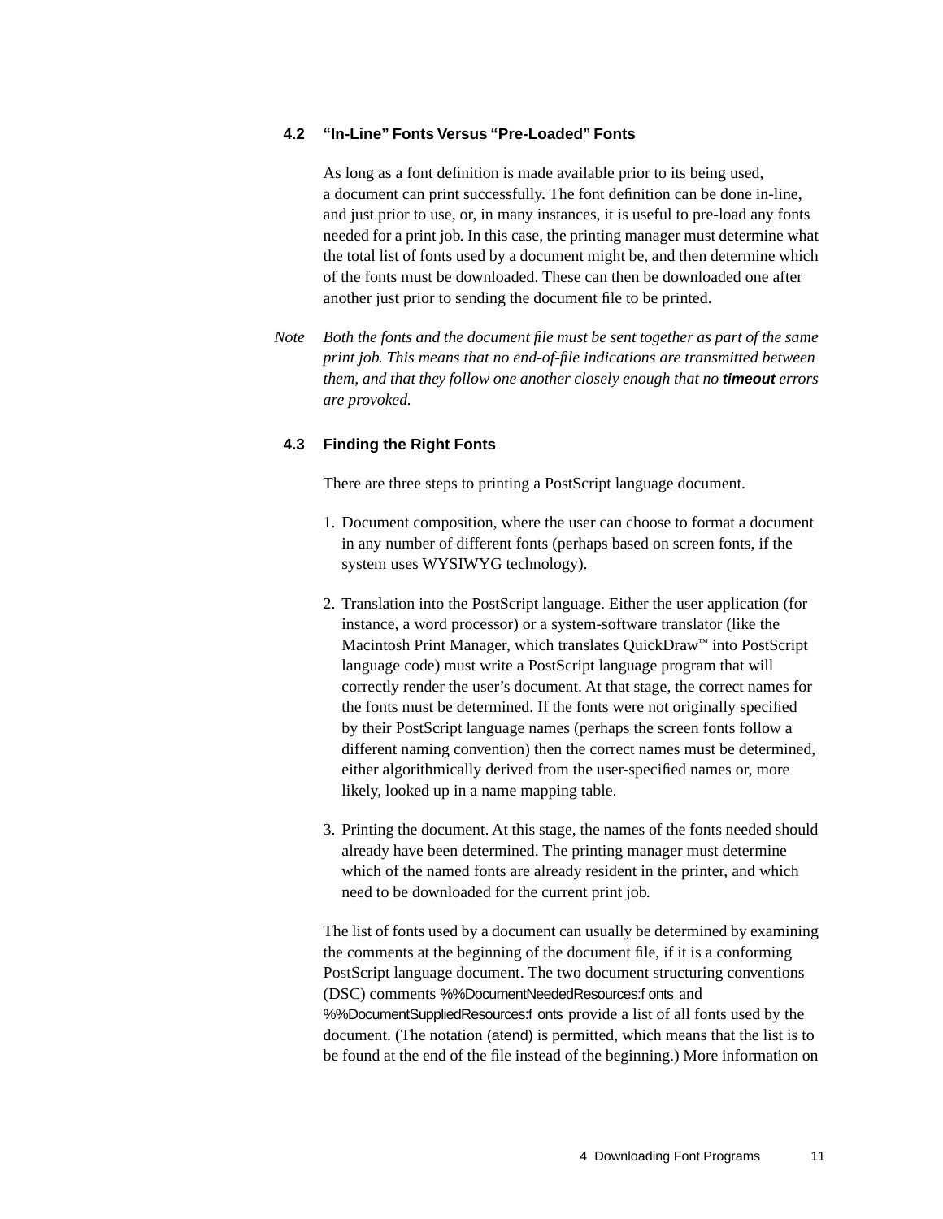## 4.2 "In-Line" Fonts Versus "Pre-Loaded" Fonts

As long as a font definition is made available prior to its being used, a document can print successfully. The font definition can be done in-line, and just prior to use, or, in many instances, it is useful to pre-load any fonts needed for a print job. In this case, the printing manager must determine what the total list of fonts used by a document might be, and then determine which of the fonts must be downloaded. These can then be downloaded one after another just prior to sending the document file to be printed.

*Note* *Both the fonts and the document file must be sent together as part of the same print job. This means that no end-of-file indications are transmitted between them, and that they follow one another closely enough that no* ***timeout*** *errors are provoked.*

## 4.3 Finding the Right Fonts

There are three steps to printing a PostScript language document.

1. Document composition, where the user can choose to format a document in any number of different fonts (perhaps based on screen fonts, if the system uses WYSIWYG technology).

2. Translation into the PostScript language. Either the user application (for instance, a word processor) or a system-software translator (like the Macintosh Print Manager, which translates QuickDraw™ into PostScript language code) must write a PostScript language program that will correctly render the user's document. At that stage, the correct names for the fonts must be determined. If the fonts were not originally specified by their PostScript language names (perhaps the screen fonts follow a different naming convention) then the correct names must be determined, either algorithmically derived from the user-specified names or, more likely, looked up in a name mapping table.

3. Printing the document. At this stage, the names of the fonts needed should already have been determined. The printing manager must determine which of the named fonts are already resident in the printer, and which need to be downloaded for the current print job.

The list of fonts used by a document can usually be determined by examining the comments at the beginning of the document file, if it is a conforming PostScript language document. The two document structuring conventions (DSC) comments %%DocumentNeededResources:fonts and %%DocumentSuppliedResources:fonts provide a list of all fonts used by the document. (The notation (atend) is permitted, which means that the list is to be found at the end of the file instead of the beginning.) More information on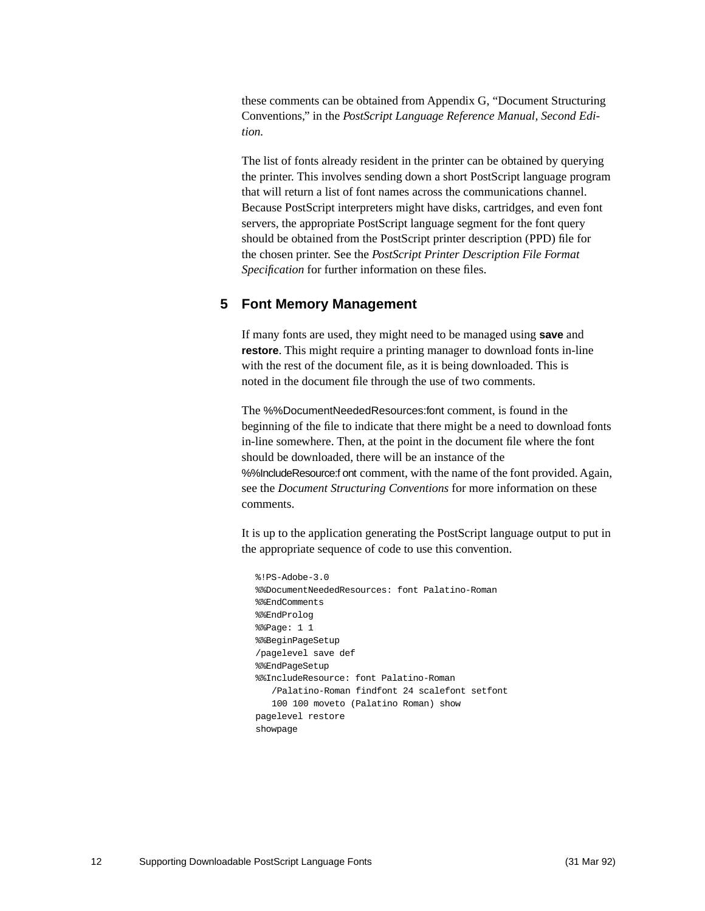these comments can be obtained from Appendix G, “Document Structuring Conventions,” in the *PostScript Language Reference Manual, Second Edition.*

The list of fonts already resident in the printer can be obtained by querying the printer. This involves sending down a short PostScript language program that will return a list of font names across the communications channel. Because PostScript interpreters might have disks, cartridges, and even font servers, the appropriate PostScript language segment for the font query should be obtained from the PostScript printer description (PPD) file for the chosen printer. See the *PostScript Printer Description File Format Specification* for further information on these files.

## 5 Font Memory Management

If many fonts are used, they might need to be managed using **save** and **restore**. This might require a printing manager to download fonts in-line with the rest of the document file, as it is being downloaded. This is noted in the document file through the use of two comments.

The %%DocumentNeededResources:font comment, is found in the beginning of the file to indicate that there might be a need to download fonts in-line somewhere. Then, at the point in the document file where the font should be downloaded, there will be an instance of the %%IncludeResource:font comment, with the name of the font provided. Again, see the *Document Structuring Conventions* for more information on these comments.

It is up to the application generating the PostScript language output to put in the appropriate sequence of code to use this convention.

```
%!PS-Adobe-3.0
%%DocumentNeededResources: font Palatino-Roman
%%EndComments
%%EndProlog
%%Page: 1 1
%%BeginPageSetup
/pagelevel save def
%%EndPageSetup
%%IncludeResource: font Palatino-Roman
   /Palatino-Roman findfont 24 scalefont setfont
   100 100 moveto (Palatino Roman) show
pagelevel restore
showpage
```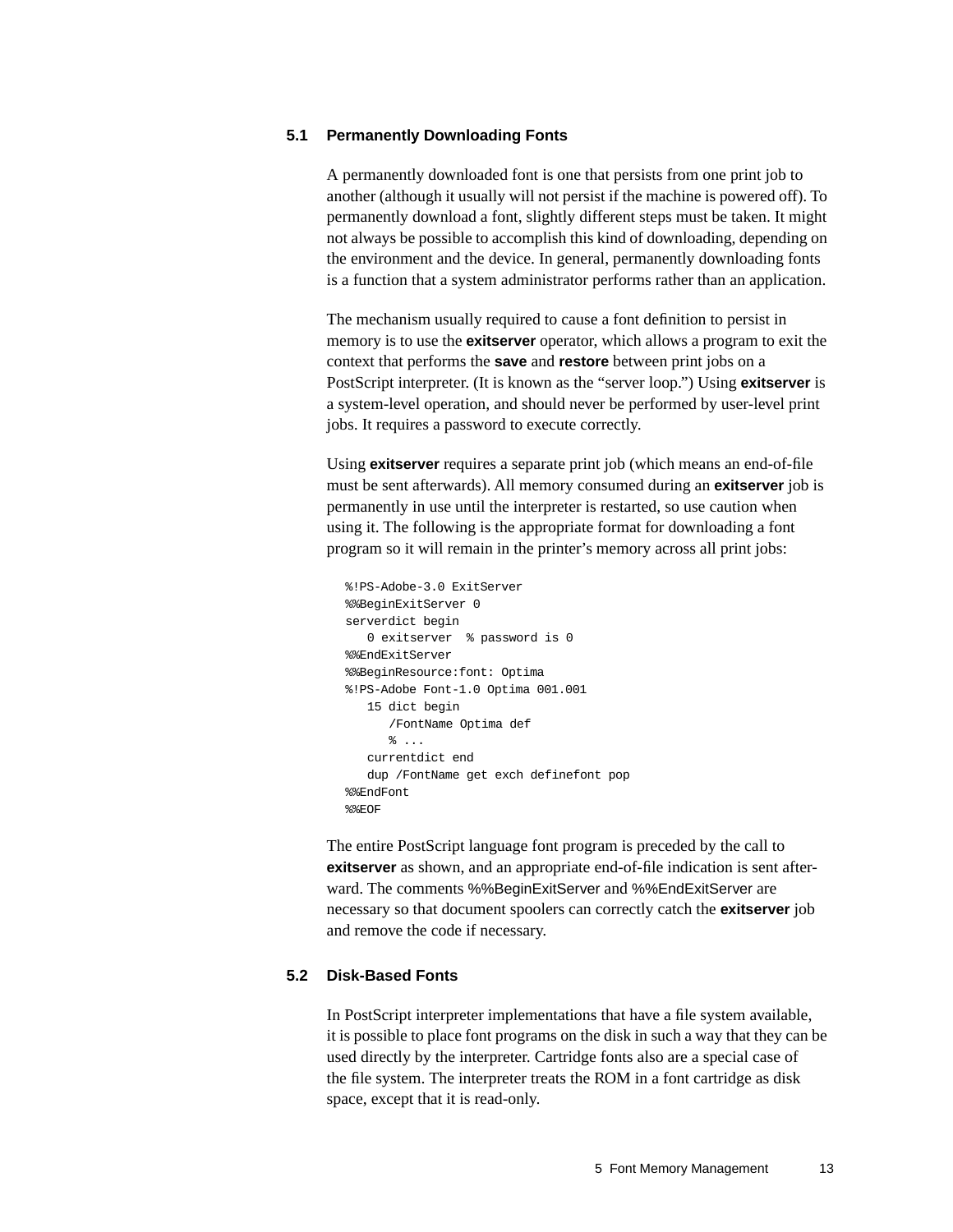## 5.1 Permanently Downloading Fonts

A permanently downloaded font is one that persists from one print job to another (although it usually will not persist if the machine is powered off). To permanently download a font, slightly different steps must be taken. It might not always be possible to accomplish this kind of downloading, depending on the environment and the device. In general, permanently downloading fonts is a function that a system administrator performs rather than an application.

The mechanism usually required to cause a font definition to persist in memory is to use the **exitserver** operator, which allows a program to exit the context that performs the **save** and **restore** between print jobs on a PostScript interpreter. (It is known as the "server loop.") Using **exitserver** is a system-level operation, and should never be performed by user-level print jobs. It requires a password to execute correctly.

Using **exitserver** requires a separate print job (which means an end-of-file must be sent afterwards). All memory consumed during an **exitserver** job is permanently in use until the interpreter is restarted, so use caution when using it. The following is the appropriate format for downloading a font program so it will remain in the printer's memory across all print jobs:

```
%!PS-Adobe-3.0 ExitServer
%%BeginExitServer 0
serverdict begin
   0 exitserver  % password is 0
%%EndExitServer
%%BeginResource:font: Optima
%!PS-Adobe Font-1.0 Optima 001.001
   15 dict begin
      /FontName Optima def
      % ...
   currentdict end
   dup /FontName get exch definefont pop
%%EndFont
%%EOF
```

The entire PostScript language font program is preceded by the call to **exitserver** as shown, and an appropriate end-of-file indication is sent afterward. The comments %%BeginExitServer and %%EndExitServer are necessary so that document spoolers can correctly catch the **exitserver** job and remove the code if necessary.

## 5.2 Disk-Based Fonts

In PostScript interpreter implementations that have a file system available, it is possible to place font programs on the disk in such a way that they can be used directly by the interpreter. Cartridge fonts also are a special case of the file system. The interpreter treats the ROM in a font cartridge as disk space, except that it is read-only.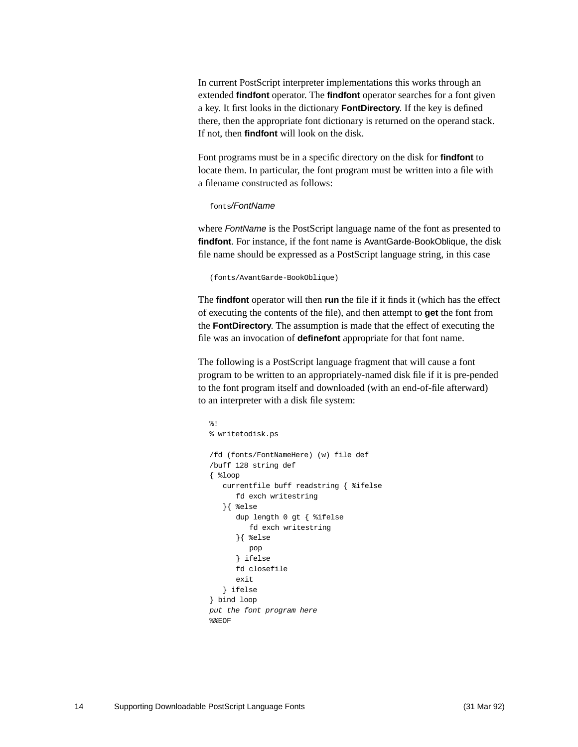In current PostScript interpreter implementations this works through an extended **findfont** operator. The **findfont** operator searches for a font given a key. It first looks in the dictionary **FontDirectory**. If the key is defined there, then the appropriate font dictionary is returned on the operand stack. If not, then **findfont** will look on the disk.

Font programs must be in a specific directory on the disk for **findfont** to locate them. In particular, the font program must be written into a file with a filename constructed as follows:

`fonts`/*FontName*

where *FontName* is the PostScript language name of the font as presented to **findfont**. For instance, if the font name is AvantGarde-BookOblique, the disk file name should be expressed as a PostScript language string, in this case

```
(fonts/AvantGarde-BookOblique)
```

The **findfont** operator will then **run** the file if it finds it (which has the effect of executing the contents of the file), and then attempt to **get** the font from the **FontDirectory**. The assumption is made that the effect of executing the file was an invocation of **definefont** appropriate for that font name.

The following is a PostScript language fragment that will cause a font program to be written to an appropriately-named disk file if it is pre-pended to the font program itself and downloaded (with an end-of-file afterward) to an interpreter with a disk file system:

```
%!
% writetodisk.ps

/fd (fonts/FontNameHere) (w) file def
/buff 128 string def
{ %loop
   currentfile buff readstring { %ifelse
      fd exch writestring
   }{ %else
      dup length 0 gt { %ifelse
         fd exch writestring
      }{ %else
         pop
      } ifelse
      fd closefile
      exit
   } ifelse
} bind loop
put the font program here
%%EOF
```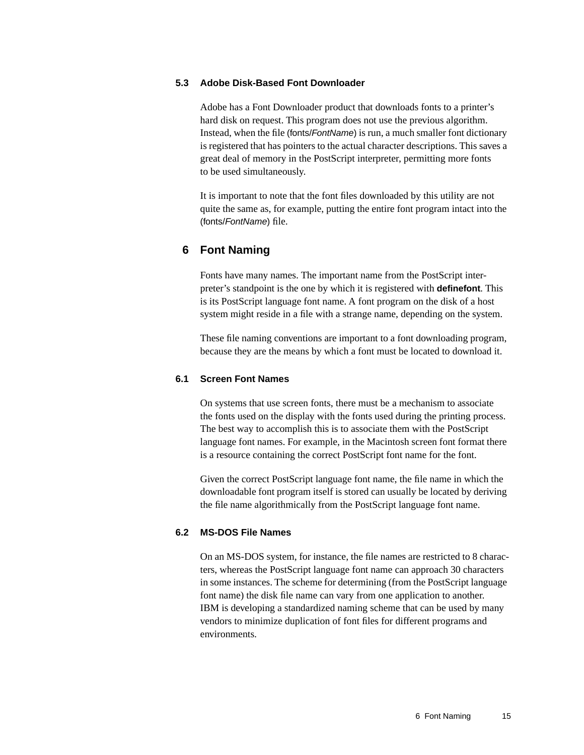### 5.3 Adobe Disk-Based Font Downloader

Adobe has a Font Downloader product that downloads fonts to a printer's hard disk on request. This program does not use the previous algorithm. Instead, when the file (fonts/*FontName*) is run, a much smaller font dictionary is registered that has pointers to the actual character descriptions. This saves a great deal of memory in the PostScript interpreter, permitting more fonts to be used simultaneously.

It is important to note that the font files downloaded by this utility are not quite the same as, for example, putting the entire font program intact into the (fonts/*FontName*) file.

## 6 Font Naming

Fonts have many names. The important name from the PostScript interpreter's standpoint is the one by which it is registered with **definefont**. This is its PostScript language font name. A font program on the disk of a host system might reside in a file with a strange name, depending on the system.

These file naming conventions are important to a font downloading program, because they are the means by which a font must be located to download it.

### 6.1 Screen Font Names

On systems that use screen fonts, there must be a mechanism to associate the fonts used on the display with the fonts used during the printing process. The best way to accomplish this is to associate them with the PostScript language font names. For example, in the Macintosh screen font format there is a resource containing the correct PostScript font name for the font.

Given the correct PostScript language font name, the file name in which the downloadable font program itself is stored can usually be located by deriving the file name algorithmically from the PostScript language font name.

### 6.2 MS-DOS File Names

On an MS-DOS system, for instance, the file names are restricted to 8 characters, whereas the PostScript language font name can approach 30 characters in some instances. The scheme for determining (from the PostScript language font name) the disk file name can vary from one application to another. IBM is developing a standardized naming scheme that can be used by many vendors to minimize duplication of font files for different programs and environments.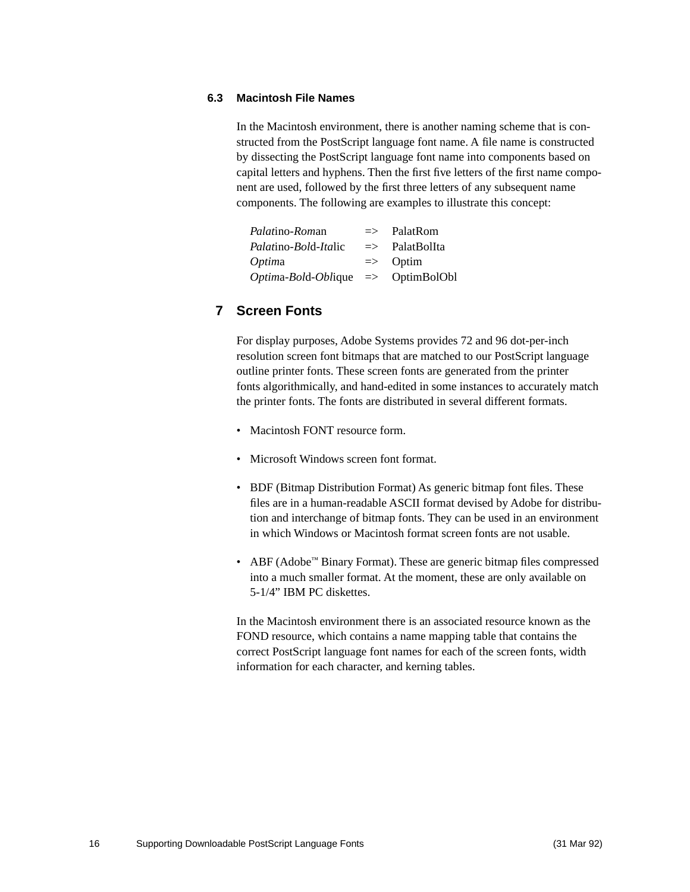### 6.3 Macintosh File Names

In the Macintosh environment, there is another naming scheme that is constructed from the PostScript language font name. A file name is constructed by dissecting the PostScript language font name into components based on capital letters and hyphens. Then the first five letters of the first name component are used, followed by the first three letters of any subsequent name components. The following are examples to illustrate this concept:

| | | |
|---|---|---|
| *Palat*ino-*Rom*an | => | PalatRom |
| *Palat*ino-*Bol*d-*Ita*lic | => | PalatBolIta |
| *Optim*a | => | Optim |
| *Optim*a-*Bol*d-*Obl*ique | => | OptimBolObl |

## 7 Screen Fonts

For display purposes, Adobe Systems provides 72 and 96 dot-per-inch resolution screen font bitmaps that are matched to our PostScript language outline printer fonts. These screen fonts are generated from the printer fonts algorithmically, and hand-edited in some instances to accurately match the printer fonts. The fonts are distributed in several different formats.

- Macintosh FONT resource form.
- Microsoft Windows screen font format.
- BDF (Bitmap Distribution Format) As generic bitmap font files. These files are in a human-readable ASCII format devised by Adobe for distribution and interchange of bitmap fonts. They can be used in an environment in which Windows or Macintosh format screen fonts are not usable.
- ABF (Adobe™ Binary Format). These are generic bitmap files compressed into a much smaller format. At the moment, these are only available on 5-1/4” IBM PC diskettes.

In the Macintosh environment there is an associated resource known as the FOND resource, which contains a name mapping table that contains the correct PostScript language font names for each of the screen fonts, width information for each character, and kerning tables.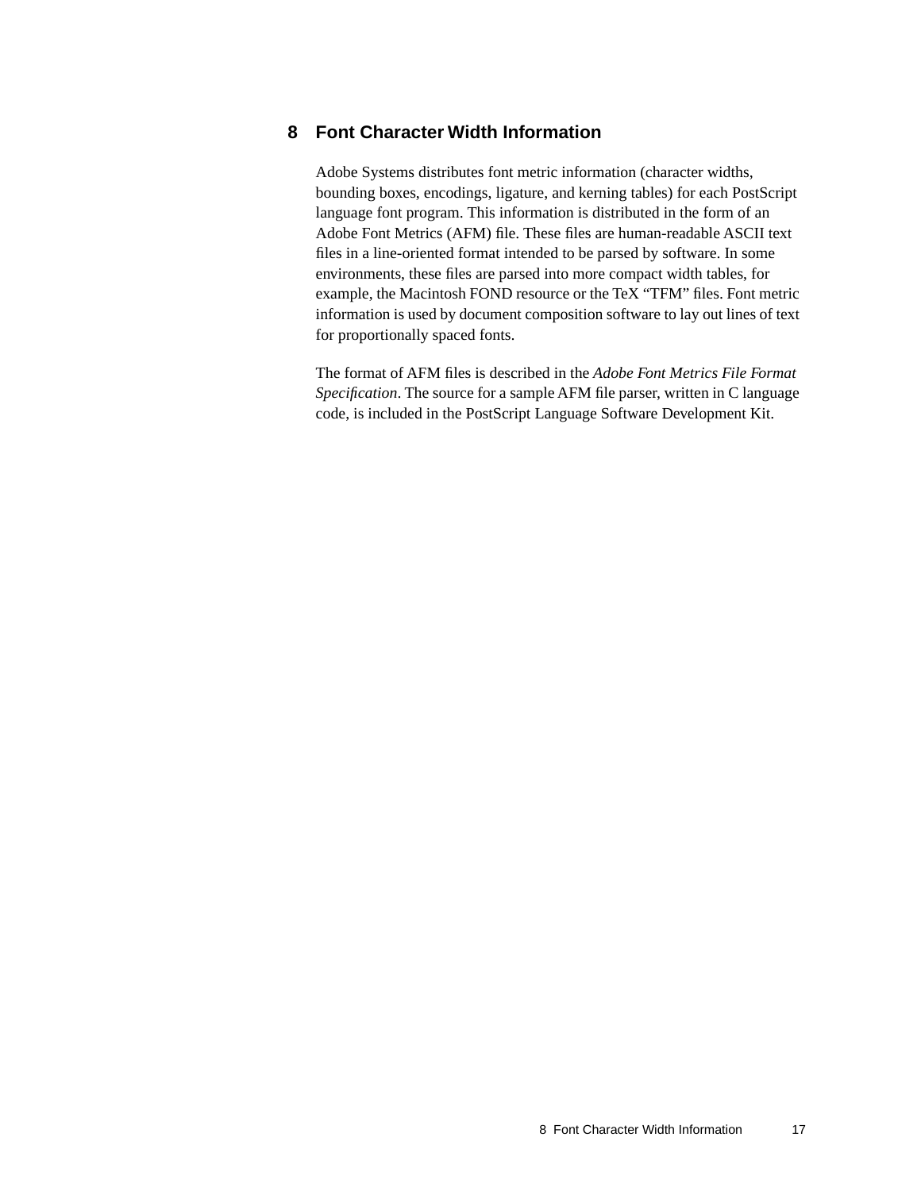## 8 Font Character Width Information

Adobe Systems distributes font metric information (character widths, bounding boxes, encodings, ligature, and kerning tables) for each PostScript language font program. This information is distributed in the form of an Adobe Font Metrics (AFM) file. These files are human-readable ASCII text files in a line-oriented format intended to be parsed by software. In some environments, these files are parsed into more compact width tables, for example, the Macintosh FOND resource or the TeX “TFM” files. Font metric information is used by document composition software to lay out lines of text for proportionally spaced fonts.

The format of AFM files is described in the *Adobe Font Metrics File Format Specification*. The source for a sample AFM file parser, written in C language code, is included in the PostScript Language Software Development Kit.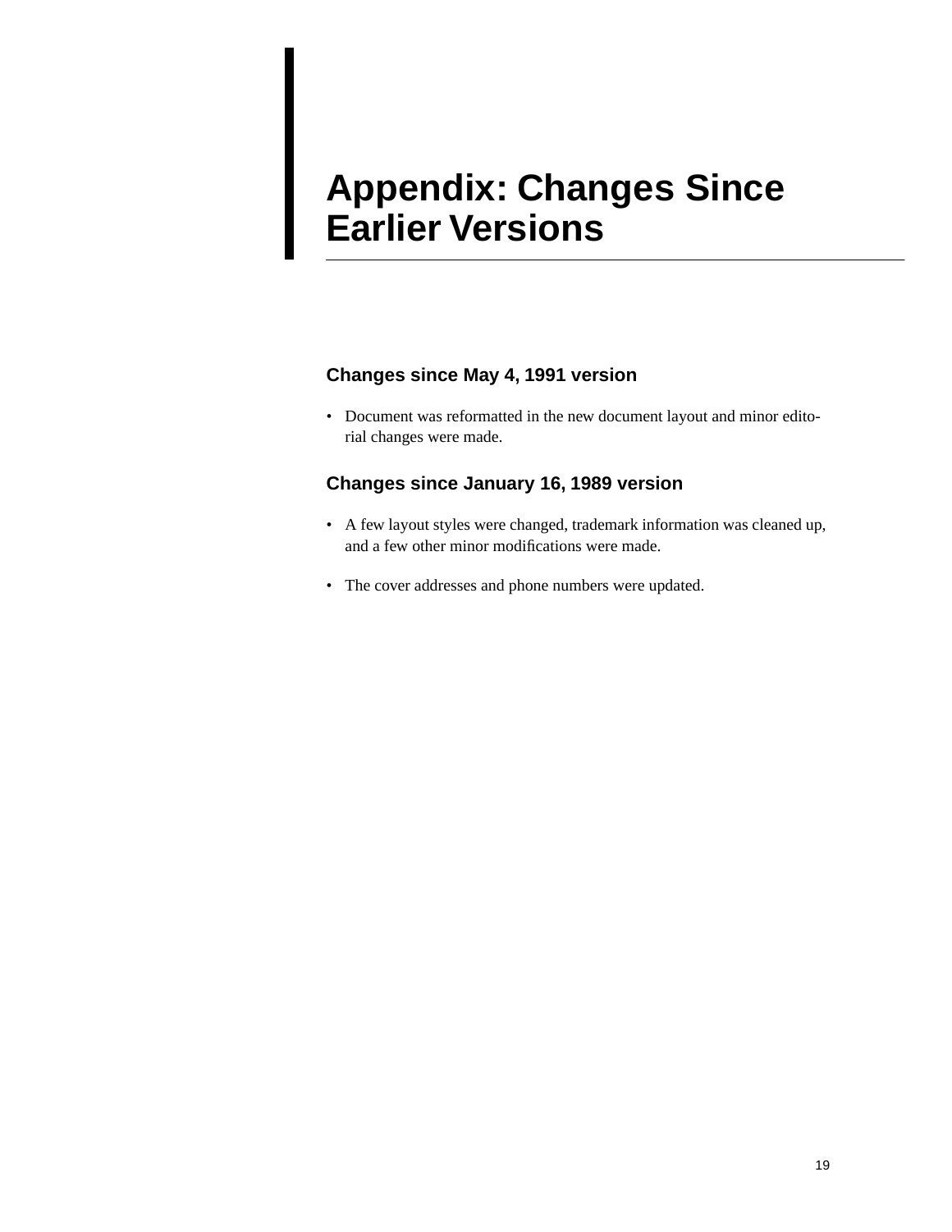# Appendix: Changes Since Earlier Versions

## Changes since May 4, 1991 version

- Document was reformatted in the new document layout and minor editorial changes were made.

## Changes since January 16, 1989 version

- A few layout styles were changed, trademark information was cleaned up, and a few other minor modifications were made.
- The cover addresses and phone numbers were updated.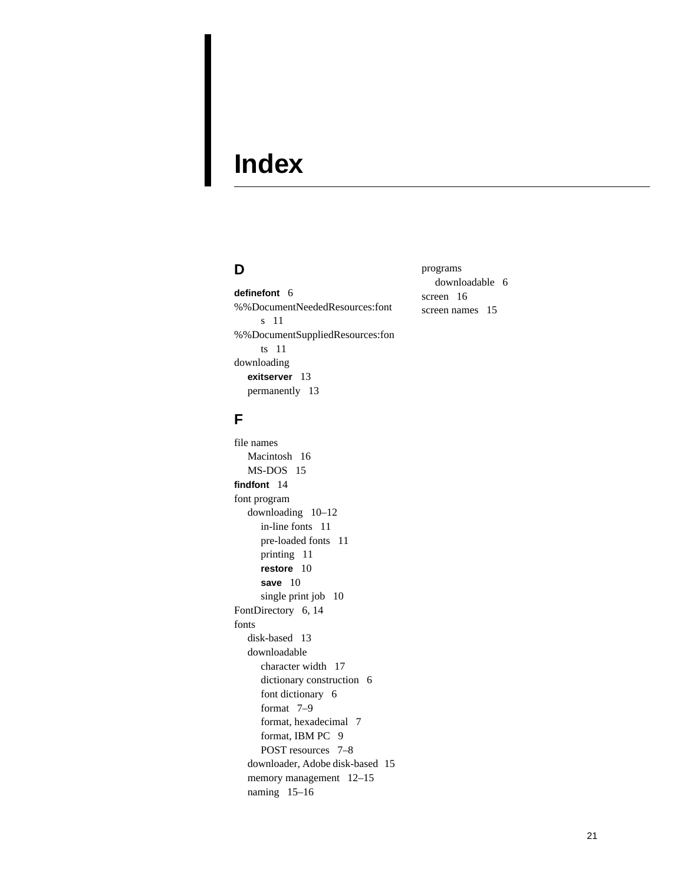# Index

## D

**definefont** 6
%%DocumentNeededResources:fonts 11
%%DocumentSuppliedResources:fonts 11
downloading
- **exitserver** 13
- permanently 13

## F

file names
- Macintosh 16
- MS-DOS 15

**findfont** 14
font program
- downloading 10–12
  - in-line fonts 11
  - pre-loaded fonts 11
  - printing 11
  - **restore** 10
  - **save** 10
  - single print job 10

FontDirectory 6, 14
fonts
- disk-based 13
- downloadable
  - character width 17
  - dictionary construction 6
  - font dictionary 6
  - format 7–9
  - format, hexadecimal 7
  - format, IBM PC 9
  - POST resources 7–8
- downloader, Adobe disk-based 15
- memory management 12–15
- naming 15–16

programs
- downloadable 6

screen 16
screen names 15